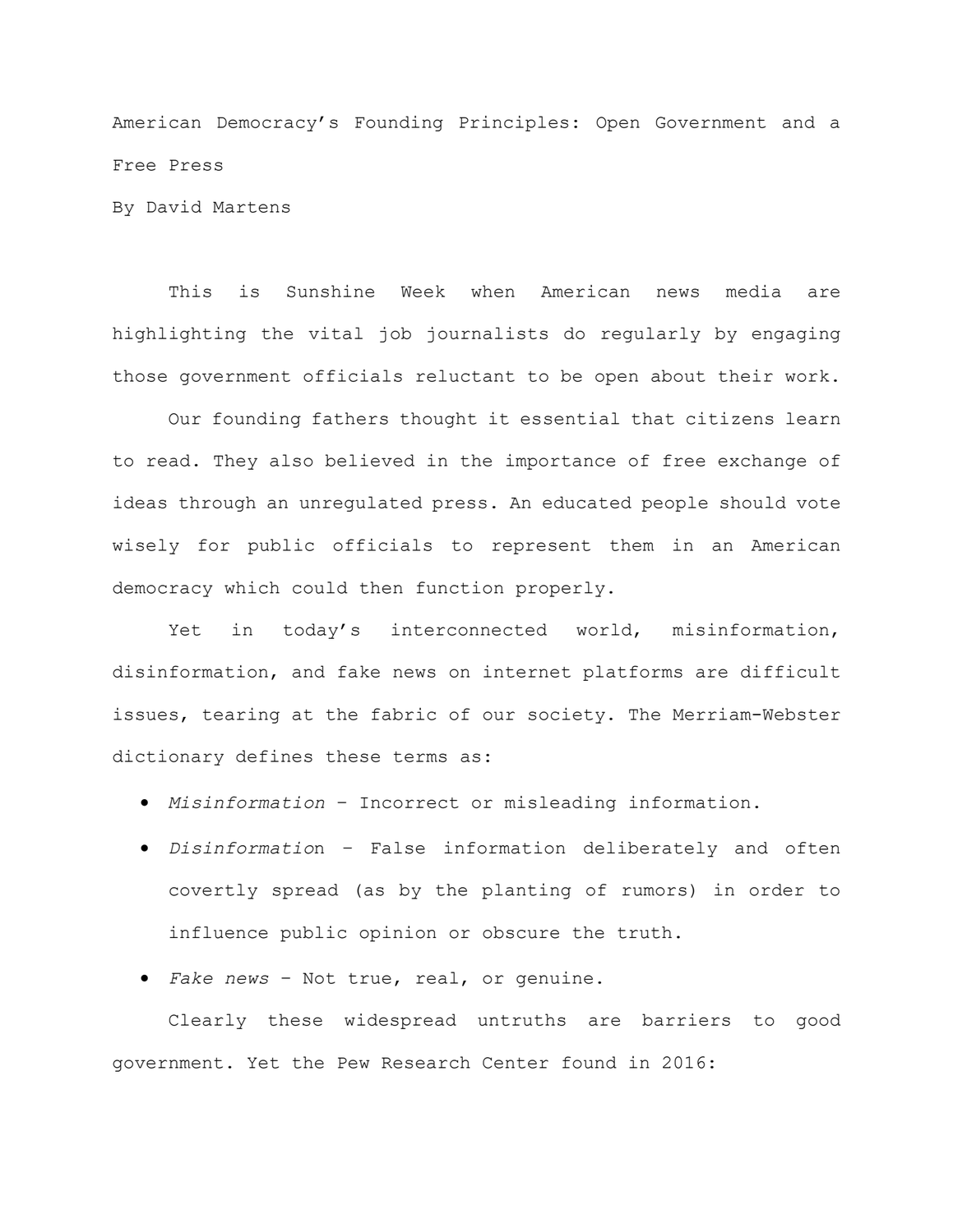# American Democracy's Founding Principles: Open Government and a Free Press

By David Martens

This is Sunshine Week when American news media are highlighting the vital job journalists do regularly by engaging those government officials reluctant to be open about their work.

Our founding fathers thought it essential that citizens learn to read. They also believed in the importance of free exchange of ideas through an unregulated press. An educated people should vote wisely for public officials to represent them in an American democracy which could then function properly.

Yet in today's interconnected world, misinformation, disinformation, and fake news on internet platforms are difficult issues, tearing at the fabric of our society. The Merriam-Webster dictionary defines these terms as:

- *Misinformation* – Incorrect or misleading information.
- *Disinformation* – False information deliberately and often covertly spread (as by the planting of rumors) in order to influence public opinion or obscure the truth.
- *Fake news* – Not true, real, or genuine.

Clearly these widespread untruths are barriers to good government. Yet the Pew Research Center found in 2016: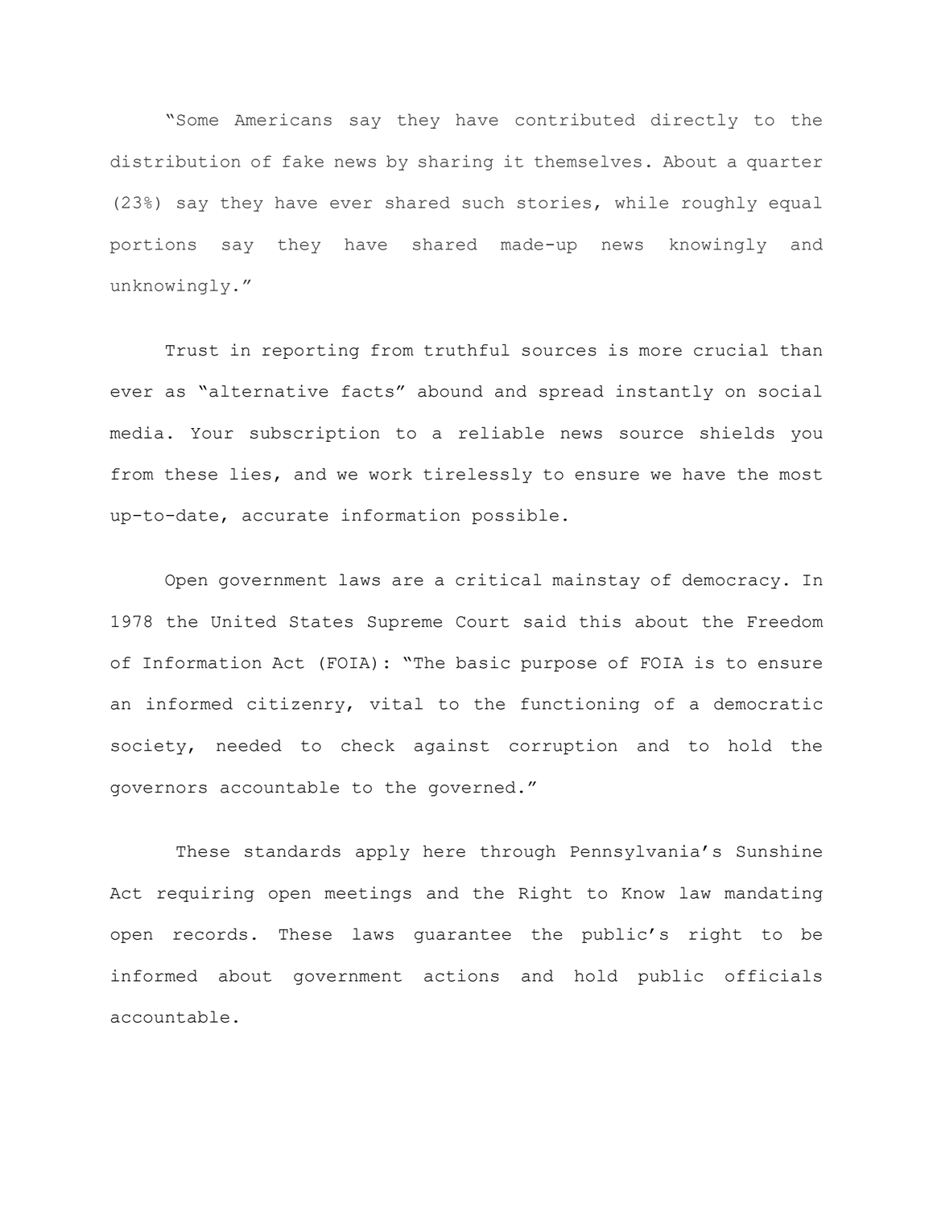"Some Americans say they have contributed directly to the distribution of fake news by sharing it themselves. About a quarter (23%) say they have ever shared such stories, while roughly equal portions say they have shared made-up news knowingly and unknowingly."

Trust in reporting from truthful sources is more crucial than ever as "alternative facts" abound and spread instantly on social media. Your subscription to a reliable news source shields you from these lies, and we work tirelessly to ensure we have the most up-to-date, accurate information possible.

Open government laws are a critical mainstay of democracy. In 1978 the United States Supreme Court said this about the Freedom of Information Act (FOIA): "The basic purpose of FOIA is to ensure an informed citizenry, vital to the functioning of a democratic society, needed to check against corruption and to hold the governors accountable to the governed."

These standards apply here through Pennsylvania's Sunshine Act requiring open meetings and the Right to Know law mandating open records. These laws guarantee the public's right to be informed about government actions and hold public officials accountable.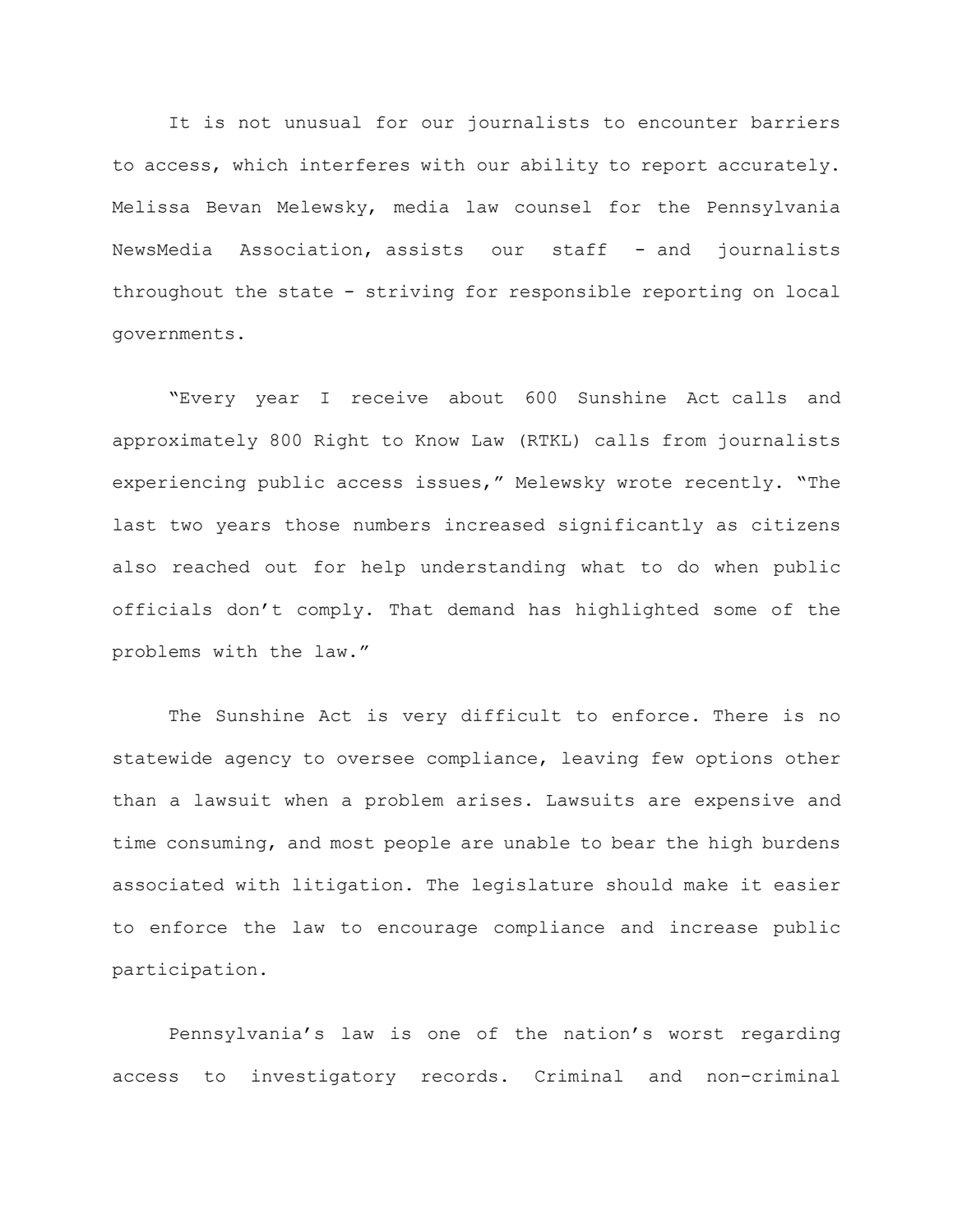It is not unusual for our journalists to encounter barriers to access, which interferes with our ability to report accurately. Melissa Bevan Melewsky, media law counsel for the Pennsylvania NewsMedia Association, assists our staff - and journalists throughout the state - striving for responsible reporting on local governments.

"Every year I receive about 600 Sunshine Act calls and approximately 800 Right to Know Law (RTKL) calls from journalists experiencing public access issues," Melewsky wrote recently. "The last two years those numbers increased significantly as citizens also reached out for help understanding what to do when public officials don't comply. That demand has highlighted some of the problems with the law."

The Sunshine Act is very difficult to enforce. There is no statewide agency to oversee compliance, leaving few options other than a lawsuit when a problem arises. Lawsuits are expensive and time consuming, and most people are unable to bear the high burdens associated with litigation. The legislature should make it easier to enforce the law to encourage compliance and increase public participation.

Pennsylvania's law is one of the nation's worst regarding access to investigatory records. Criminal and non-criminal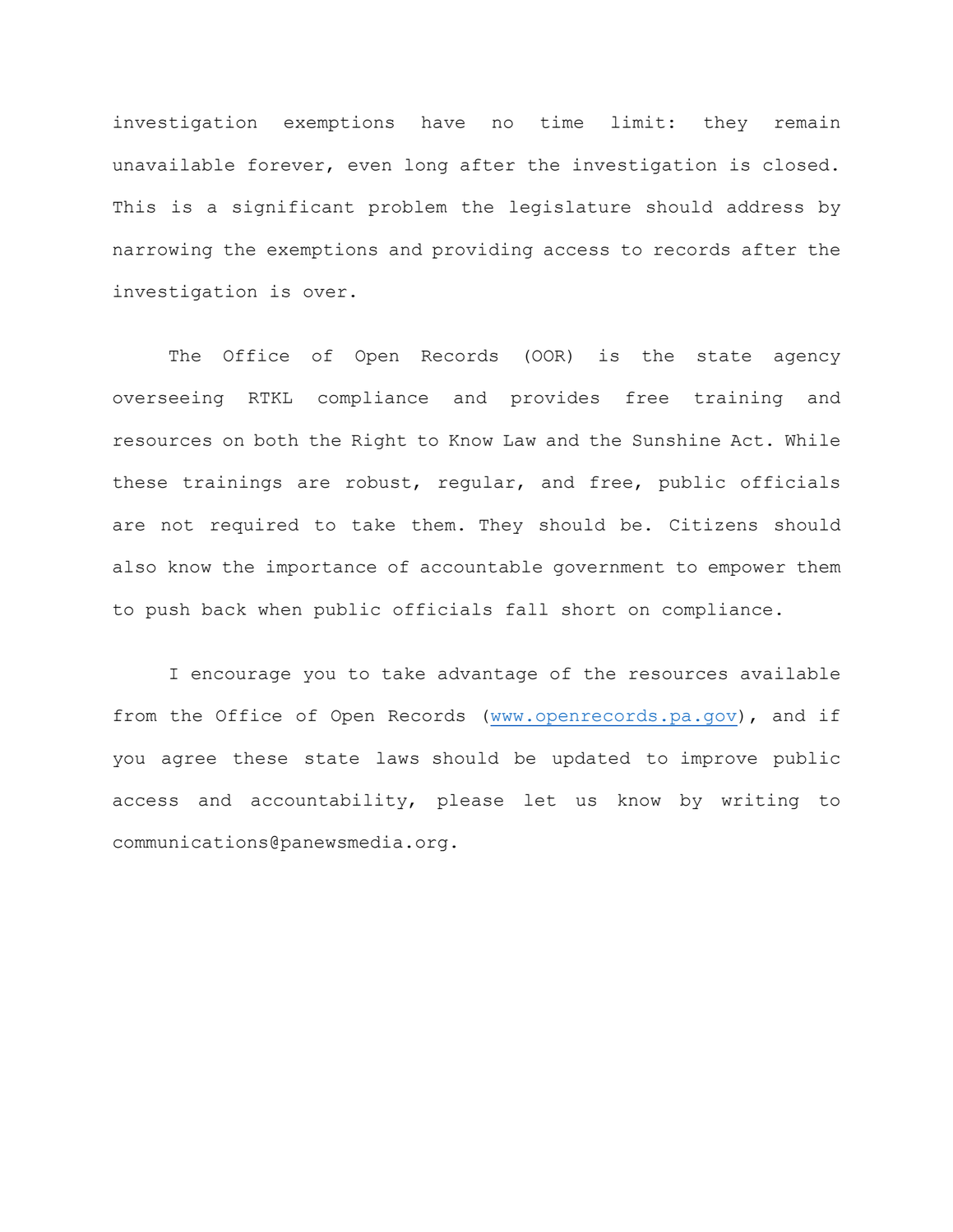investigation exemptions have no time limit: they remain unavailable forever, even long after the investigation is closed. This is a significant problem the legislature should address by narrowing the exemptions and providing access to records after the investigation is over.

The Office of Open Records (OOR) is the state agency overseeing RTKL compliance and provides free training and resources on both the Right to Know Law and the Sunshine Act. While these trainings are robust, regular, and free, public officials are not required to take them. They should be. Citizens should also know the importance of accountable government to empower them to push back when public officials fall short on compliance.

I encourage you to take advantage of the resources available from the Office of Open Records (www.openrecords.pa.gov), and if you agree these state laws should be updated to improve public access and accountability, please let us know by writing to communications@panewsmedia.org.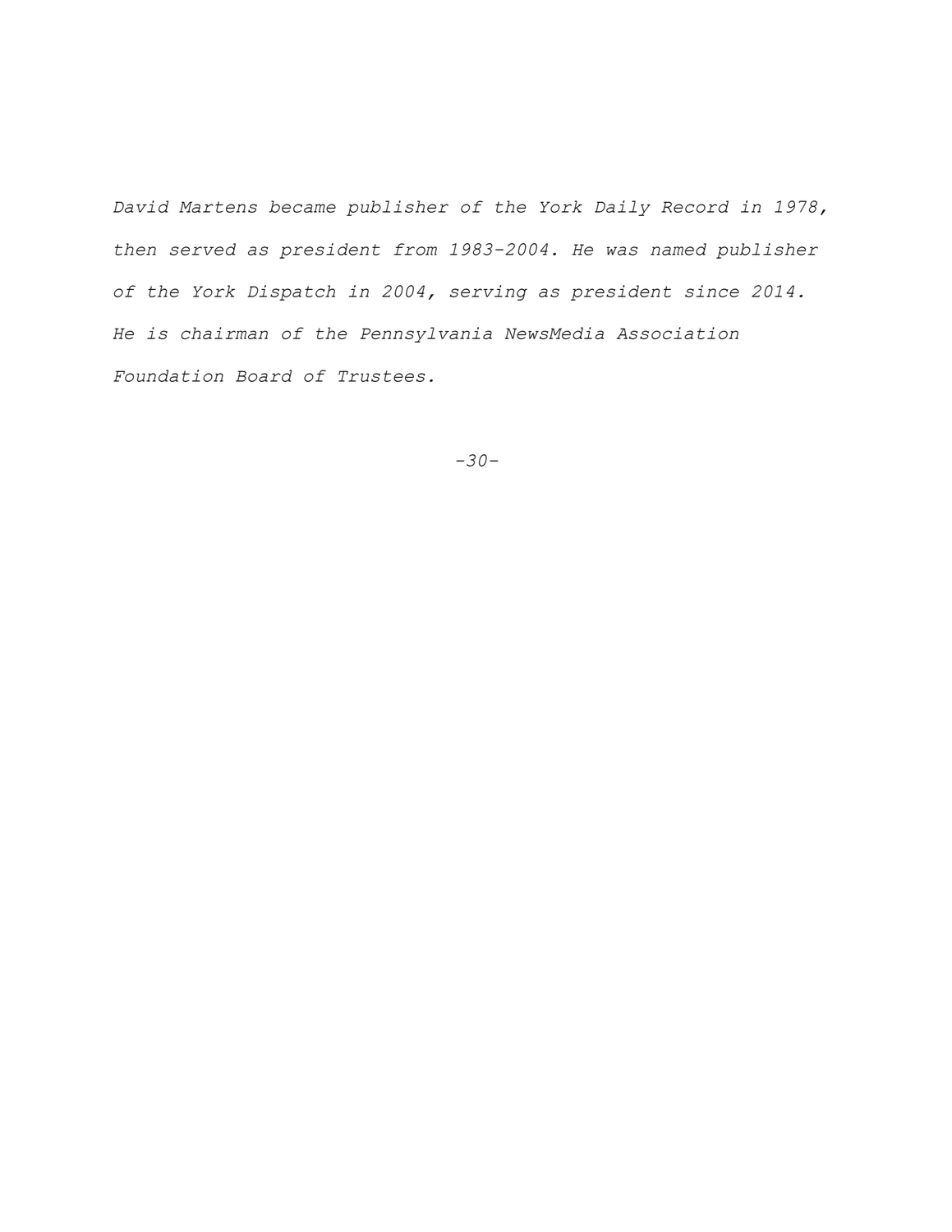*David Martens became publisher of the York Daily Record in 1978, then served as president from 1983-2004. He was named publisher of the York Dispatch in 2004, serving as president since 2014. He is chairman of the Pennsylvania NewsMedia Association Foundation Board of Trustees.*

*-30-*